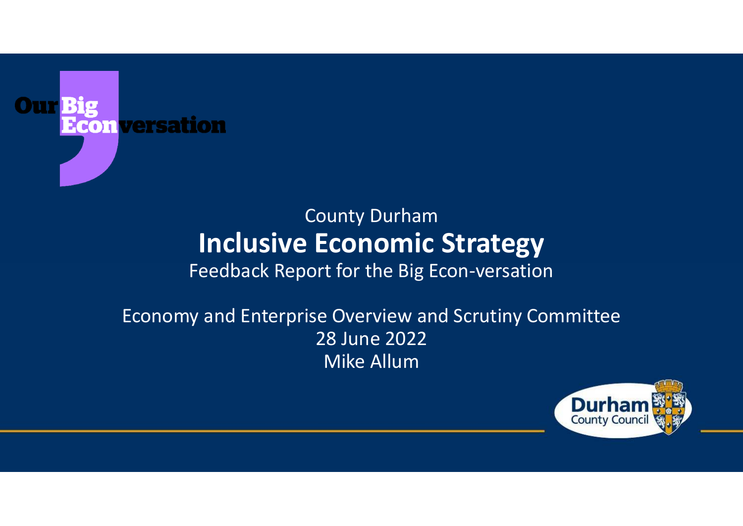Our Big Econversation

County Durham

# Inclusive Economic Strategy

Feedback Report for the Big Econ-versation

Economy and Enterprise Overview and Scrutiny Committee

28 June 2022

Mike Allum

Durham County Council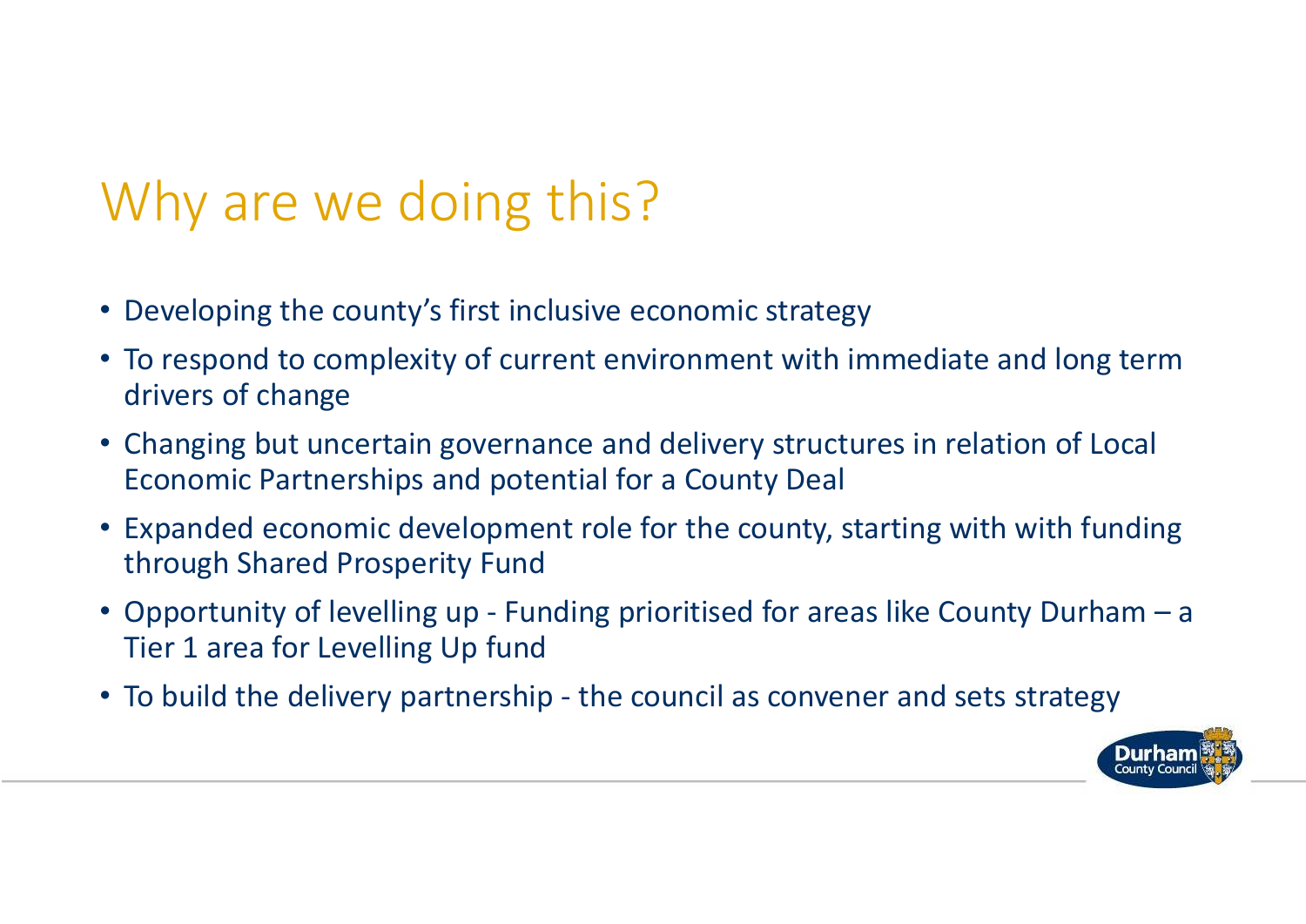# Why are we doing this?

- Developing the county's first inclusive economic strategy
- To respond to complexity of current environment with immediate and long term drivers of change
- Changing but uncertain governance and delivery structures in relation of Local Economic Partnerships and potential for a County Deal
- Expanded economic development role for the county, starting with with funding through Shared Prosperity Fund
- Opportunity of levelling up - Funding prioritised for areas like County Durham – a Tier 1 area for Levelling Up fund
- To build the delivery partnership - the council as convener and sets strategy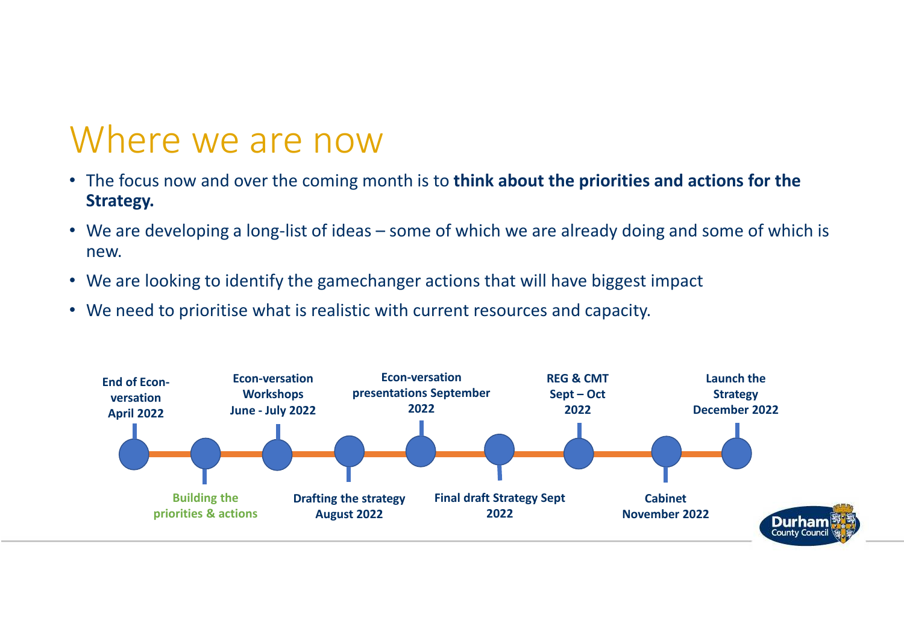# Where we are now

- The focus now and over the coming month is to **think about the priorities and actions for the Strategy.**
- We are developing a long-list of ideas – some of which we are already doing and some of which is new.
- We are looking to identify the gamechanger actions that will have biggest impact
- We need to prioritise what is realistic with current resources and capacity.

**End of Econ-versation April 2022**

**Building the priorities & actions**

**Econ-versation Workshops June - July 2022**

**Drafting the strategy August 2022**

**Econ-versation presentations September 2022**

**Final draft Strategy Sept 2022**

**REG & CMT Sept – Oct 2022**

**Cabinet November 2022**

**Launch the Strategy December 2022**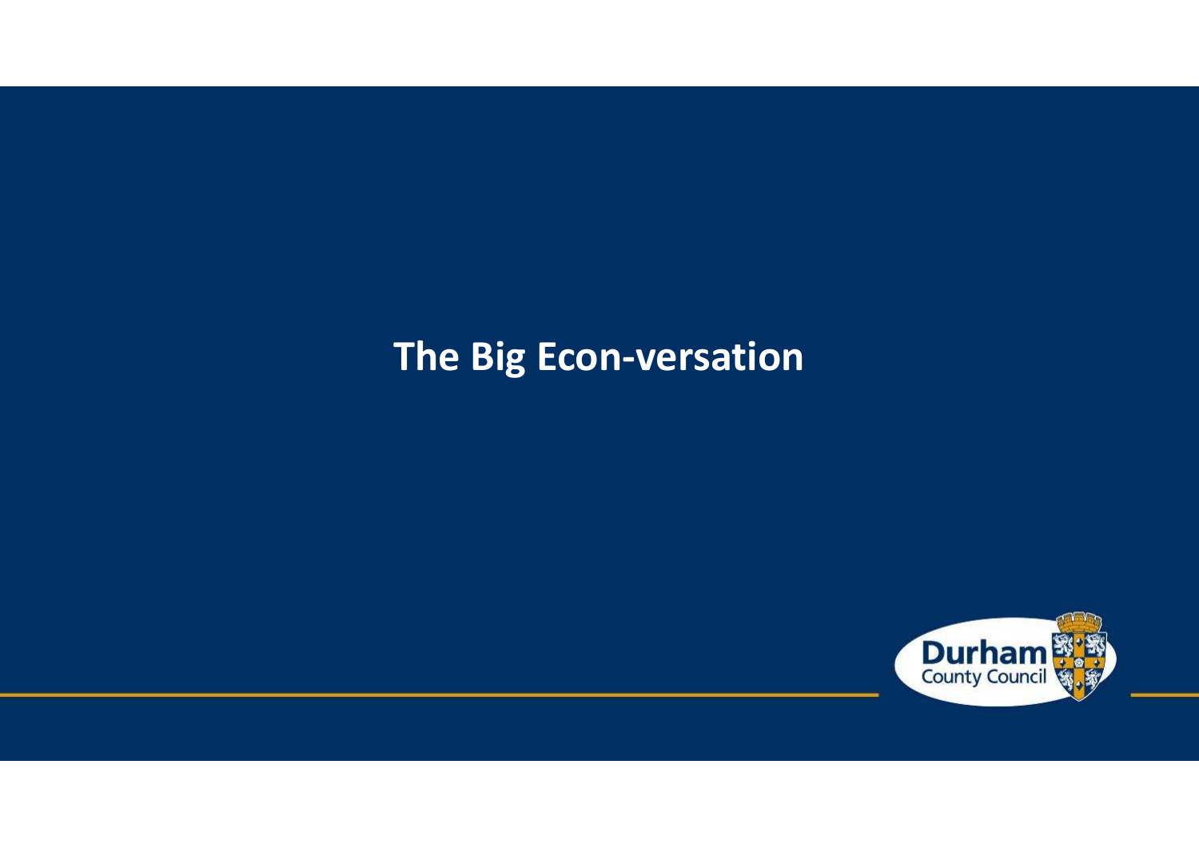# The Big Econ-versation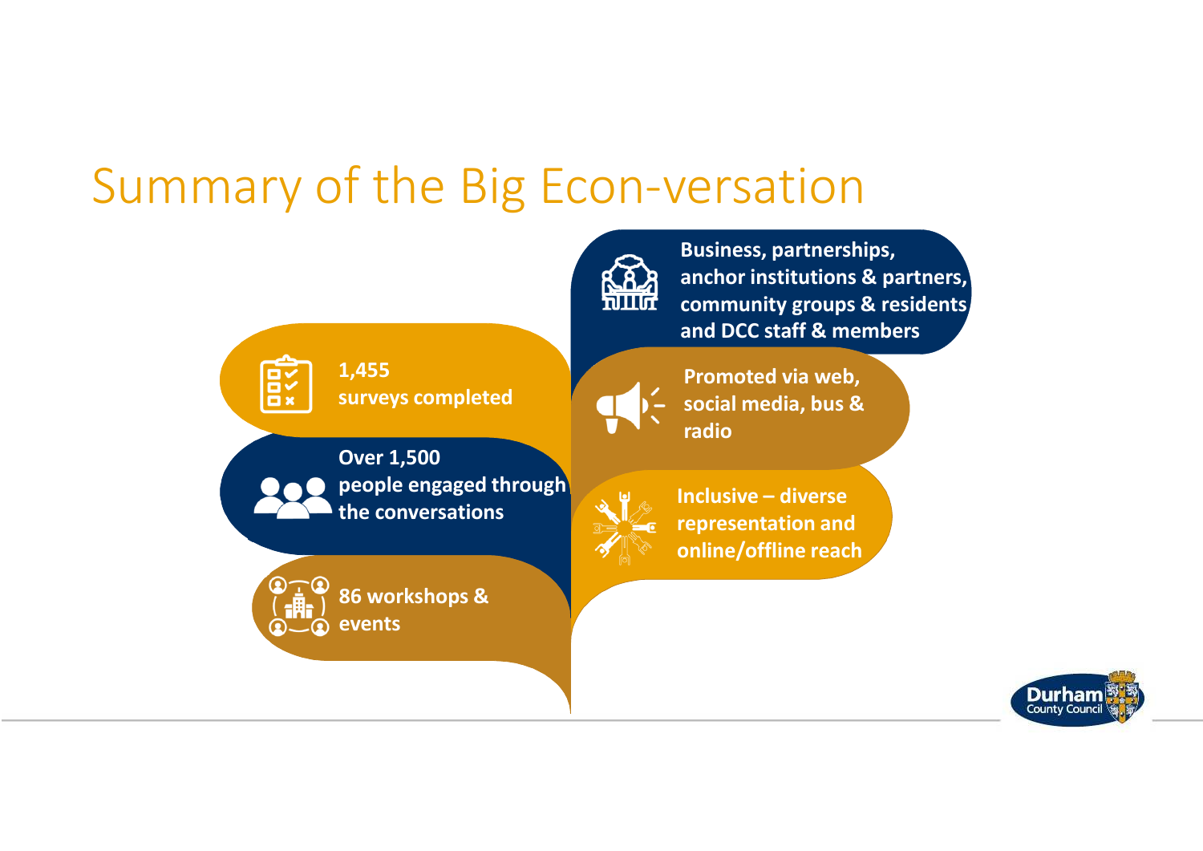# Summary of the Big Econ-versation

- **1,455 surveys completed**
- **Over 1,500 people engaged through the conversations**
- **86 workshops & events**
- **Business, partnerships, anchor institutions & partners, community groups & residents and DCC staff & members**
- **Promoted via web, social media, bus & radio**
- **Inclusive – diverse representation and online/offline reach**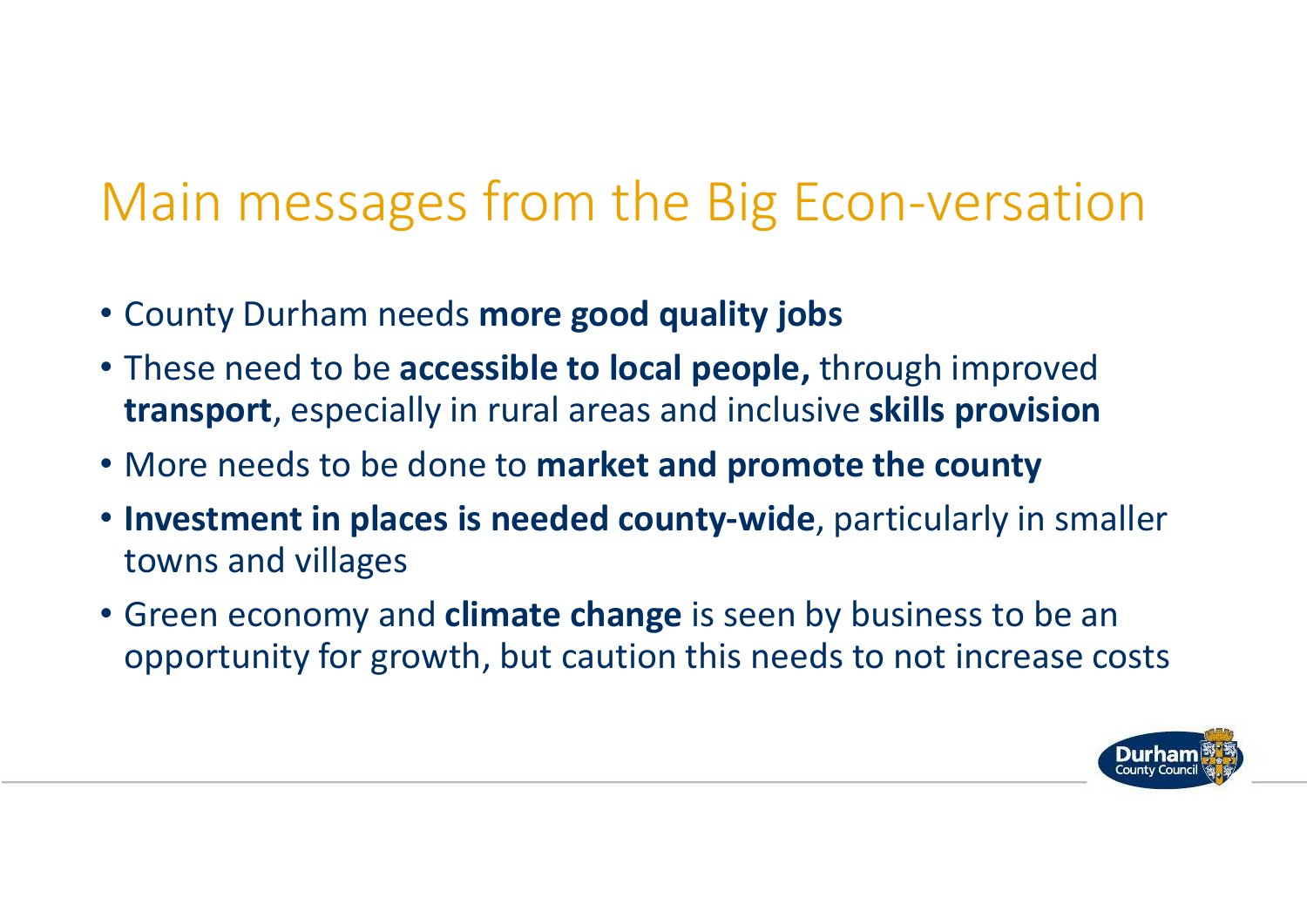# Main messages from the Big Econ-versation

- County Durham needs **more good quality jobs**
- These need to be **accessible to local people,** through improved **transport**, especially in rural areas and inclusive **skills provision**
- More needs to be done to **market and promote the county**
- **Investment in places is needed county-wide**, particularly in smaller towns and villages
- Green economy and **climate change** is seen by business to be an opportunity for growth, but caution this needs to not increase costs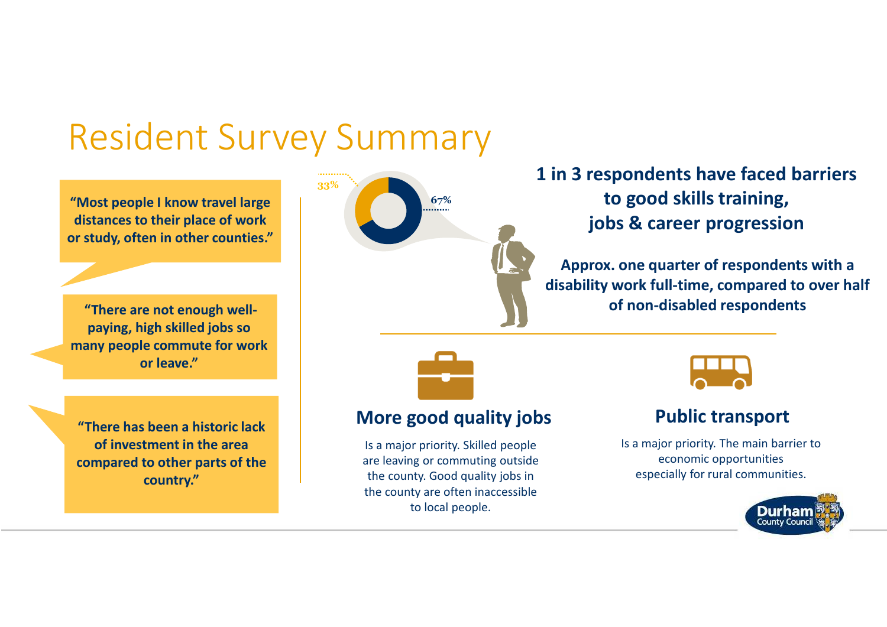# Resident Survey Summary

**"Most people I know travel large distances to their place of work or study, often in other counties."**

**"There are not enough well-paying, high skilled jobs so many people commute for work or leave."**

**"There has been a historic lack of investment in the area compared to other parts of the country."**

33%

67%

**1 in 3 respondents have faced barriers to good skills training, jobs & career progression**

**Approx. one quarter of respondents with a disability work full-time, compared to over half of non-disabled respondents**

## More good quality jobs

Is a major priority. Skilled people are leaving or commuting outside the county. Good quality jobs in the county are often inaccessible to local people.

## Public transport

Is a major priority. The main barrier to economic opportunities especially for rural communities.

Durham County Council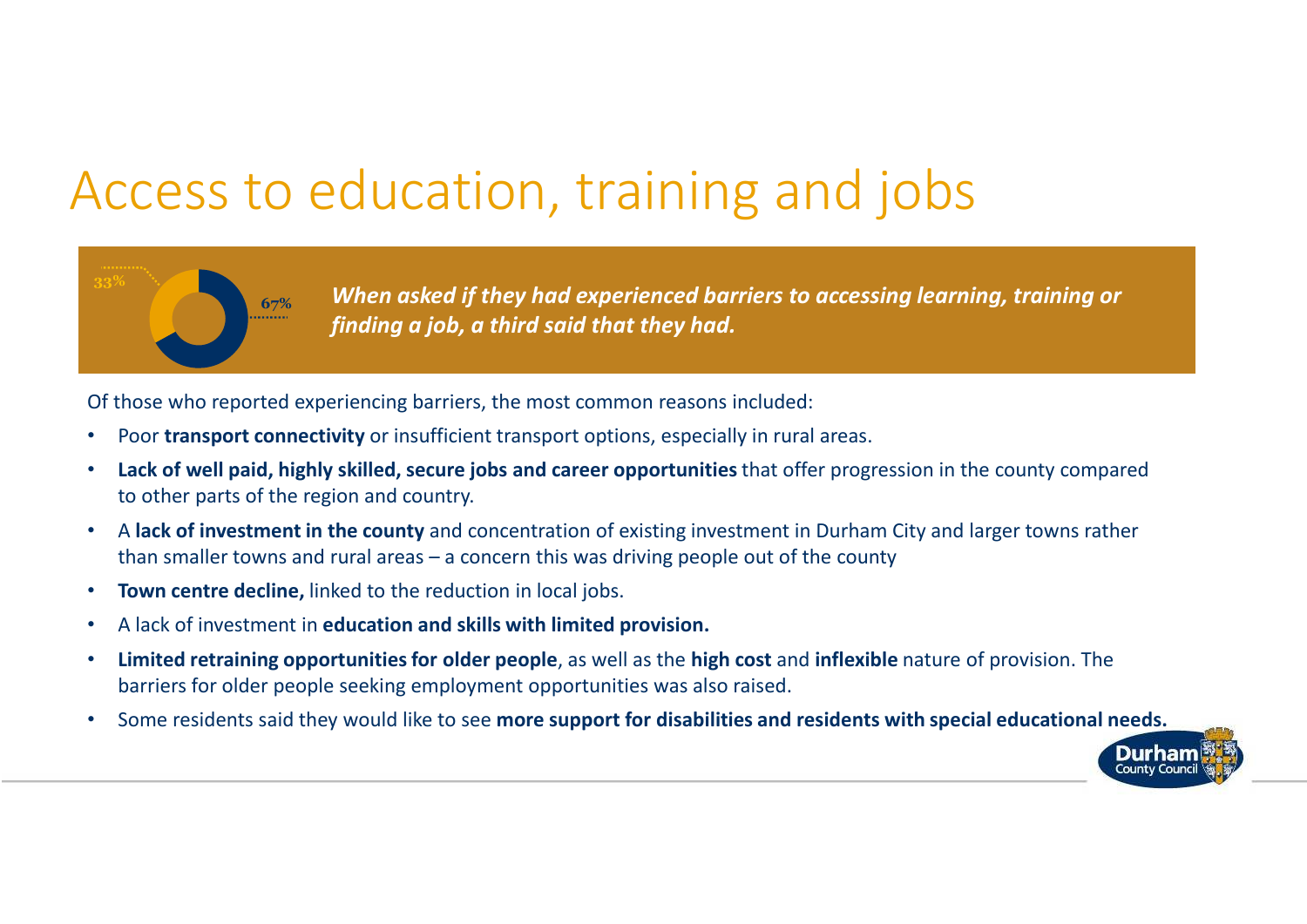# Access to education, training and jobs

33%

67%

***When asked if they had experienced barriers to accessing learning, training or finding a job, a third said that they had.***

Of those who reported experiencing barriers, the most common reasons included:

- Poor **transport connectivity** or insufficient transport options, especially in rural areas.
- **Lack of well paid, highly skilled, secure jobs and career opportunities** that offer progression in the county compared to other parts of the region and country.
- A **lack of investment in the county** and concentration of existing investment in Durham City and larger towns rather than smaller towns and rural areas – a concern this was driving people out of the county
- **Town centre decline,** linked to the reduction in local jobs.
- A lack of investment in **education and skills with limited provision.**
- **Limited retraining opportunities for older people**, as well as the **high cost** and **inflexible** nature of provision. The barriers for older people seeking employment opportunities was also raised.
- Some residents said they would like to see **more support for disabilities and residents with special educational needs.**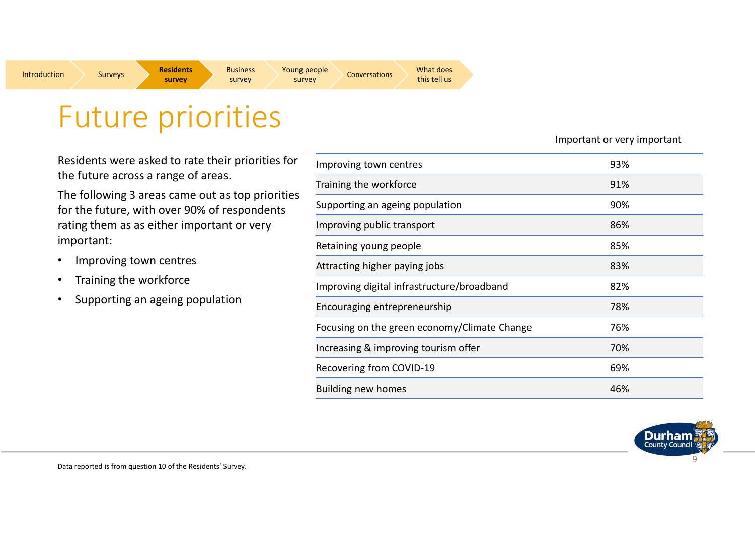Introduction | Surveys | **Residents survey** | Business survey | Young people survey | Conversations | What does this tell us

# Future priorities

Residents were asked to rate their priorities for the future across a range of areas.

The following 3 areas came out as top priorities for the future, with over 90% of respondents rating them as as either important or very important:

- Improving town centres
- Training the workforce
- Supporting an ageing population

| | Important or very important |
|---|---|
| Improving town centres | 93% |
| Training the workforce | 91% |
| Supporting an ageing population | 90% |
| Improving public transport | 86% |
| Retaining young people | 85% |
| Attracting higher paying jobs | 83% |
| Improving digital infrastructure/broadband | 82% |
| Encouraging entrepreneurship | 78% |
| Focusing on the green economy/Climate Change | 76% |
| Increasing & improving tourism offer | 70% |
| Recovering from COVID-19 | 69% |
| Building new homes | 46% |

Data reported is from question 10 of the Residents' Survey.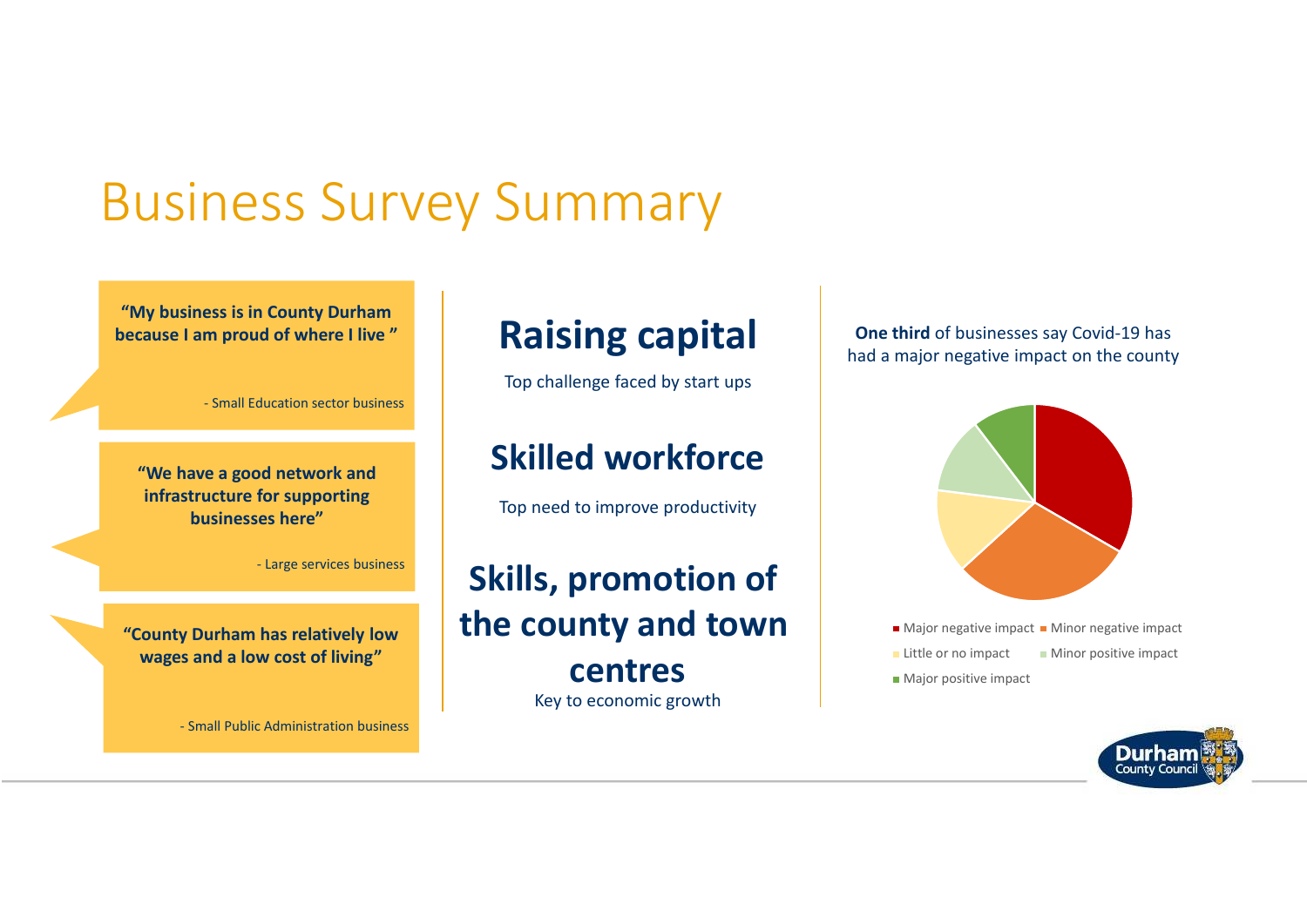# Business Survey Summary

**"My business is in County Durham because I am proud of where I live "**

- Small Education sector business

**"We have a good network and infrastructure for supporting businesses here"**

- Large services business

**"County Durham has relatively low wages and a low cost of living"**

- Small Public Administration business

## Raising capital

Top challenge faced by start ups

## Skilled workforce

Top need to improve productivity

## Skills, promotion of the county and town centres

Key to economic growth

**One third** of businesses say Covid-19 has had a major negative impact on the county

- Major negative impact
- Minor negative impact
- Little or no impact
- Minor positive impact
- Major positive impact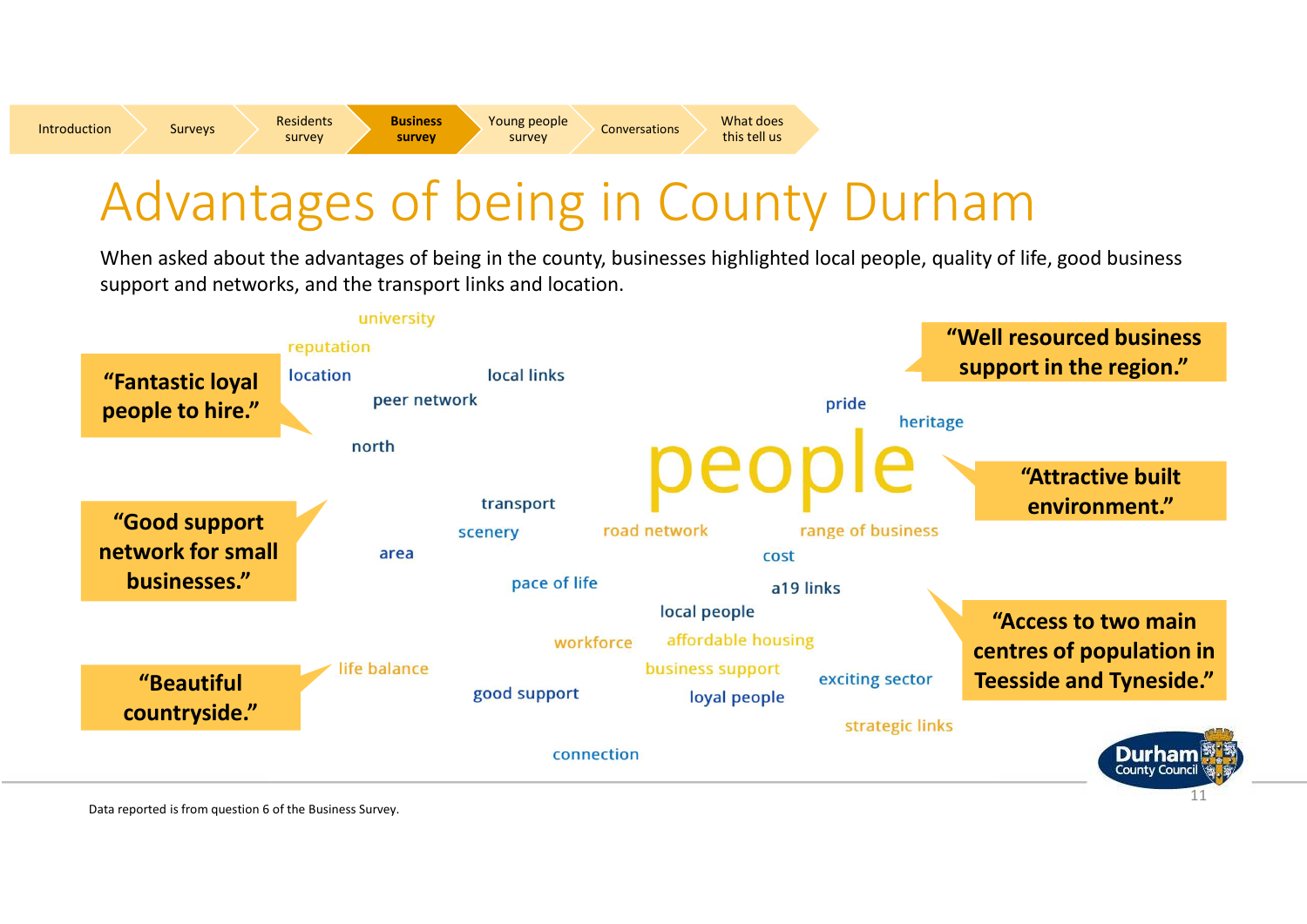Introduction | Surveys | Residents survey | **Business survey** | Young people survey | Conversations | What does this tell us

# Advantages of being in County Durham

When asked about the advantages of being in the county, businesses highlighted local people, quality of life, good business support and networks, and the transport links and location.

**"Fantastic loyal people to hire."**

**"Good support network for small businesses."**

**"Beautiful countryside."**

**"Well resourced business support in the region."**

**"Attractive built environment."**

**"Access to two main centres of population in Teesside and Tyneside."**

university, reputation, location, local links, peer network, pride, heritage, north, people, transport, scenery, road network, range of business, area, cost, pace of life, a19 links, local people, workforce, affordable housing, life balance, business support, exciting sector, good support, loyal people, strategic links, connection

Data reported is from question 6 of the Business Survey.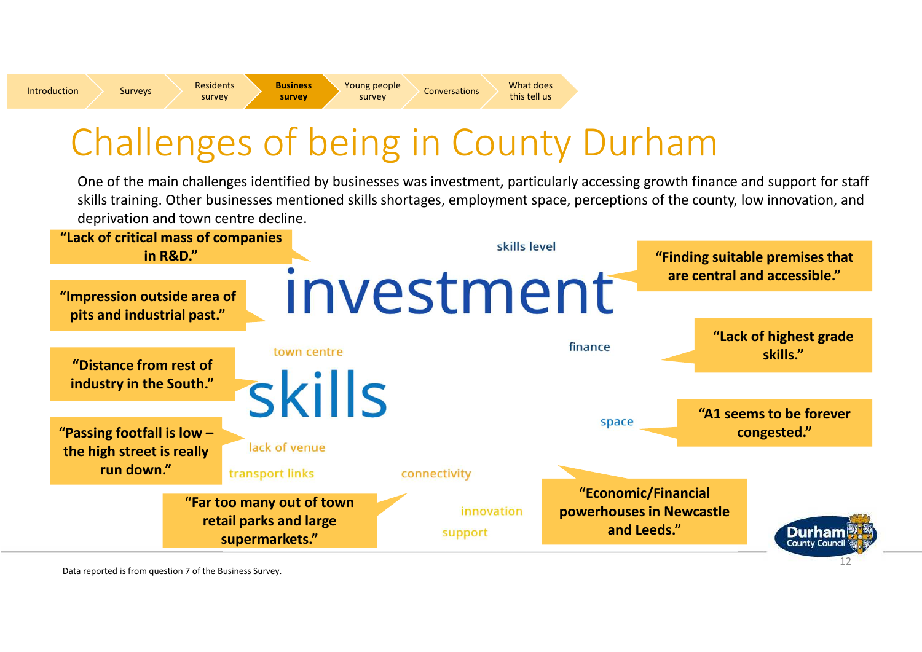Introduction | Surveys | Residents survey | **Business survey** | Young people survey | Conversations | What does this tell us

# Challenges of being in County Durham

One of the main challenges identified by businesses was investment, particularly accessing growth finance and support for staff skills training. Other businesses mentioned skills shortages, employment space, perceptions of the county, low innovation, and deprivation and town centre decline.

**"Lack of critical mass of companies in R&D."**

**"Impression outside area of pits and industrial past."**

**"Distance from rest of industry in the South."**

**"Passing footfall is low – the high street is really run down."**

**"Far too many out of town retail parks and large supermarkets."**

**"Finding suitable premises that are central and accessible."**

**"Lack of highest grade skills."**

**"A1 seems to be forever congested."**

**"Economic/Financial powerhouses in Newcastle and Leeds."**

skills level

investment

town centre

finance

skills

space

lack of venue

transport links

connectivity

innovation

support

Data reported is from question 7 of the Business Survey.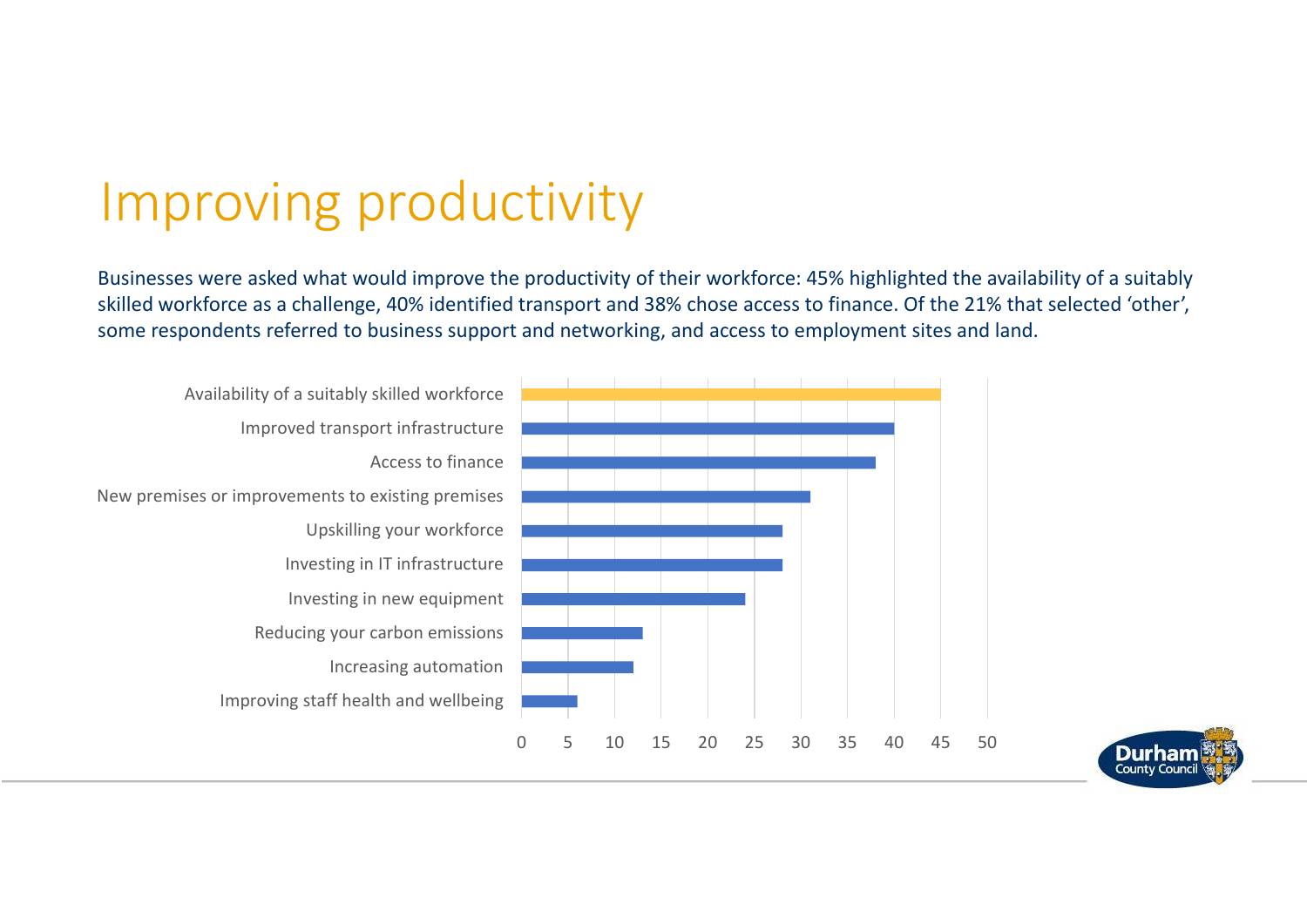# Improving productivity

Businesses were asked what would improve the productivity of their workforce: 45% highlighted the availability of a suitably skilled workforce as a challenge, 40% identified transport and 38% chose access to finance. Of the 21% that selected 'other', some respondents referred to business support and networking, and access to employment sites and land.

| Option | Value |
| --- | --- |
| Availability of a suitably skilled workforce | 45 |
| Improved transport infrastructure | 40 |
| Access to finance | 38 |
| New premises or improvements to existing premises | 31 |
| Upskilling your workforce | 28 |
| Investing in IT infrastructure | 28 |
| Investing in new equipment | 24 |
| Reducing your carbon emissions | 13 |
| Increasing automation | 12 |
| Improving staff health and wellbeing | 6 |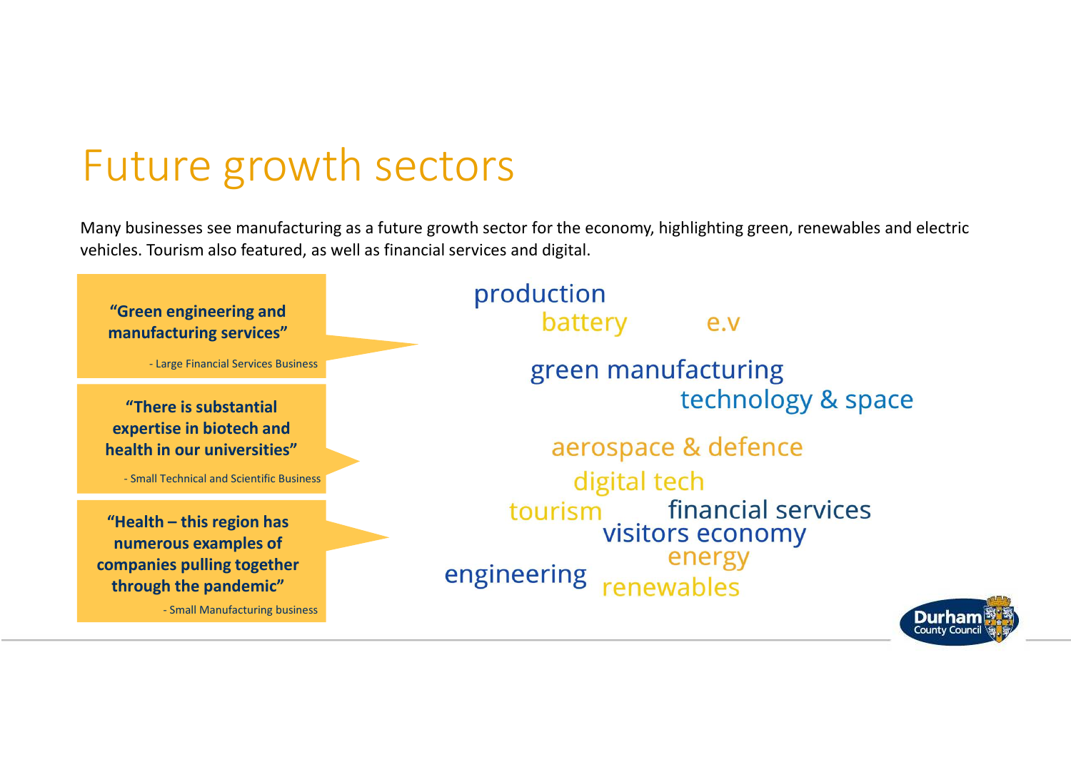# Future growth sectors

Many businesses see manufacturing as a future growth sector for the economy, highlighting green, renewables and electric vehicles. Tourism also featured, as well as financial services and digital.

> **"Green engineering and manufacturing services"**
>
> - Large Financial Services Business

> **"There is substantial expertise in biotech and health in our universities"**
>
> - Small Technical and Scientific Business

> **"Health – this region has numerous examples of companies pulling together through the pandemic"**
>
> - Small Manufacturing business

production
battery
e.v
green manufacturing
technology & space
aerospace & defence
digital tech
tourism
financial services
visitors economy
energy
engineering
renewables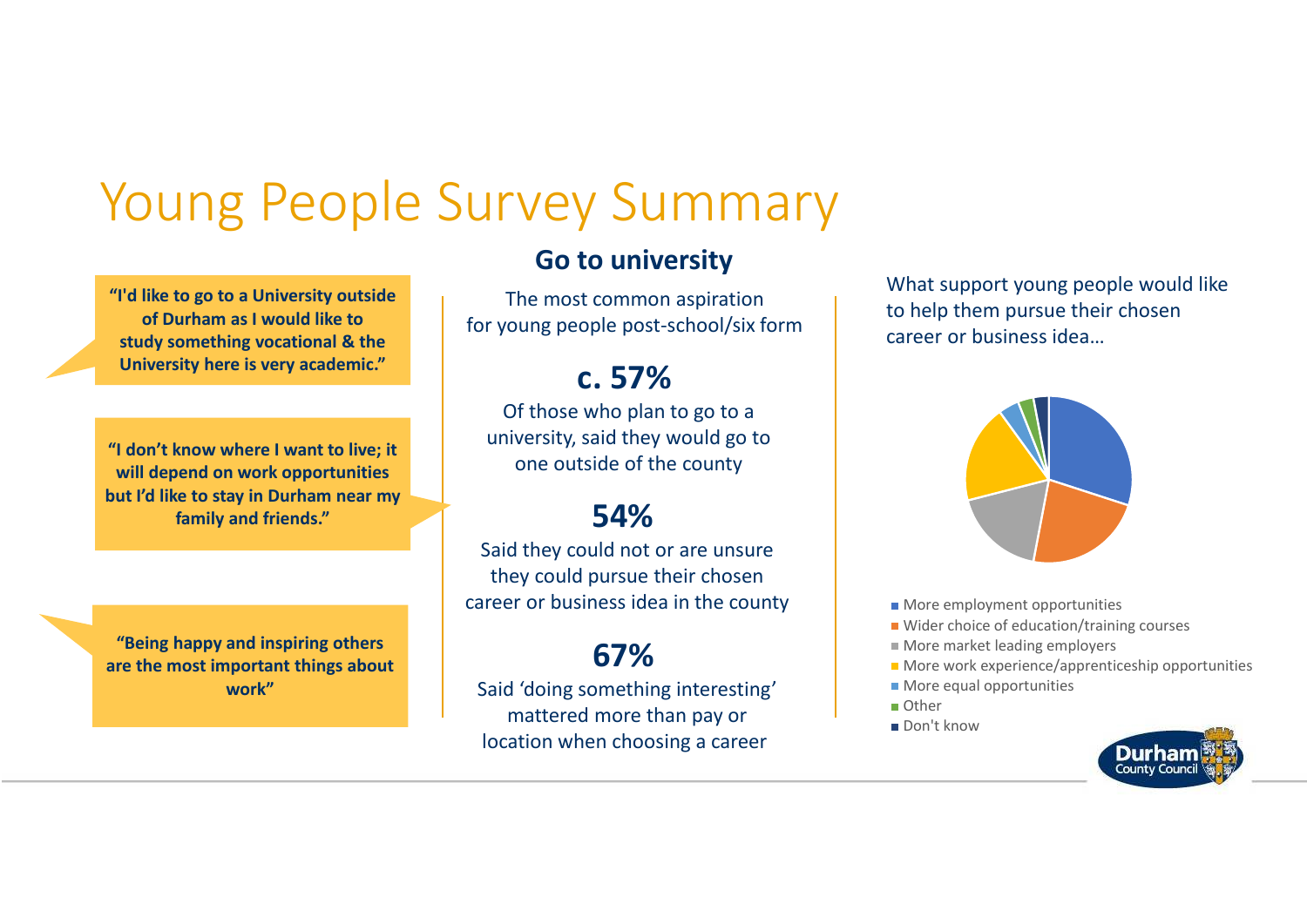# Young People Survey Summary

> **"I'd like to go to a University outside of Durham as I would like to study something vocational & the University here is very academic."**

> **"I don't know where I want to live; it will depend on work opportunities but I'd like to stay in Durham near my family and friends."**

> **"Being happy and inspiring others are the most important things about work"**

## Go to university

The most common aspiration for young people post-school/six form

**c. 57%**

Of those who plan to go to a university, said they would go to one outside of the county

**54%**

Said they could not or are unsure they could pursue their chosen career or business idea in the county

**67%**

Said 'doing something interesting' mattered more than pay or location when choosing a career

What support young people would like to help them pursue their chosen career or business idea…

- More employment opportunities
- Wider choice of education/training courses
- More market leading employers
- More work experience/apprenticeship opportunities
- More equal opportunities
- Other
- Don't know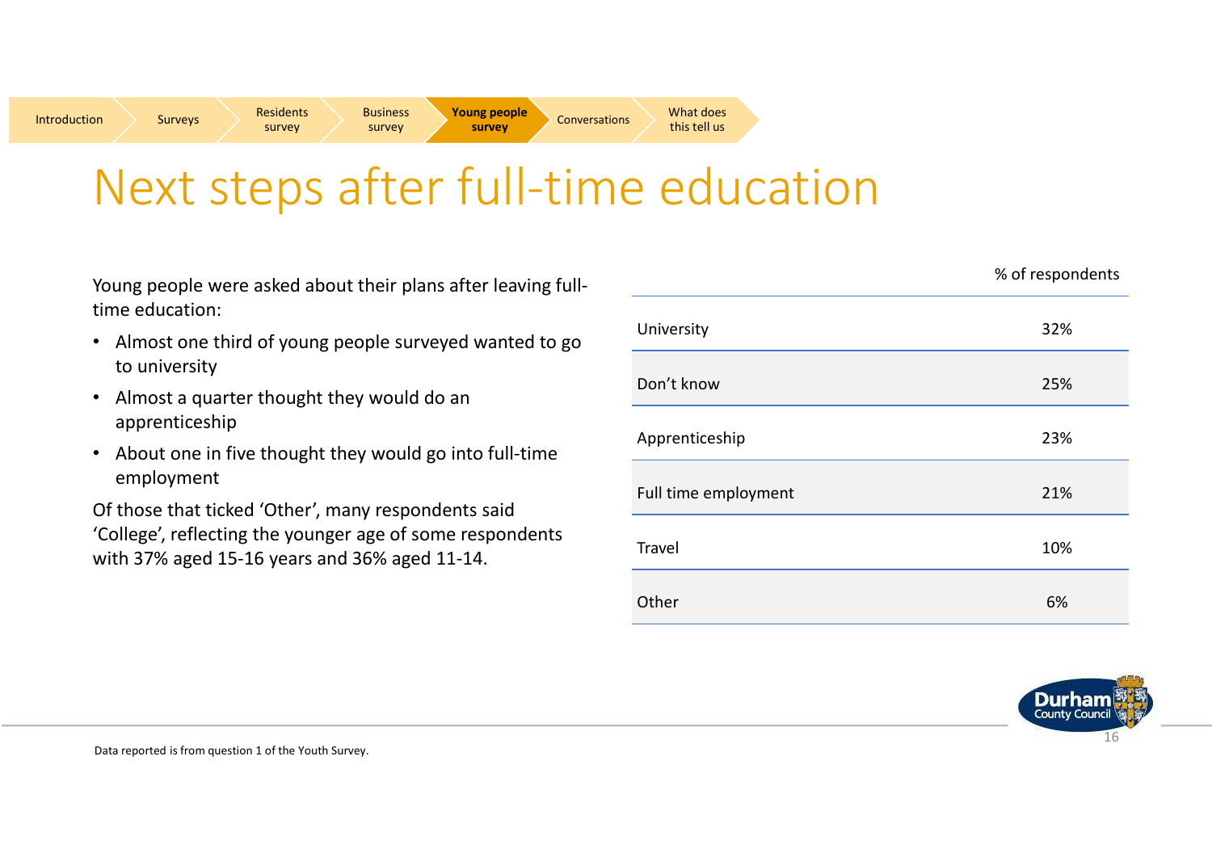# Next steps after full-time education

Young people were asked about their plans after leaving full-time education:

- Almost one third of young people surveyed wanted to go to university
- Almost a quarter thought they would do an apprenticeship
- About one in five thought they would go into full-time employment

Of those that ticked 'Other', many respondents said 'College', reflecting the younger age of some respondents with 37% aged 15-16 years and 36% aged 11-14.

| | % of respondents |
|---|---|
| University | 32% |
| Don't know | 25% |
| Apprenticeship | 23% |
| Full time employment | 21% |
| Travel | 10% |
| Other | 6% |

Data reported is from question 1 of the Youth Survey.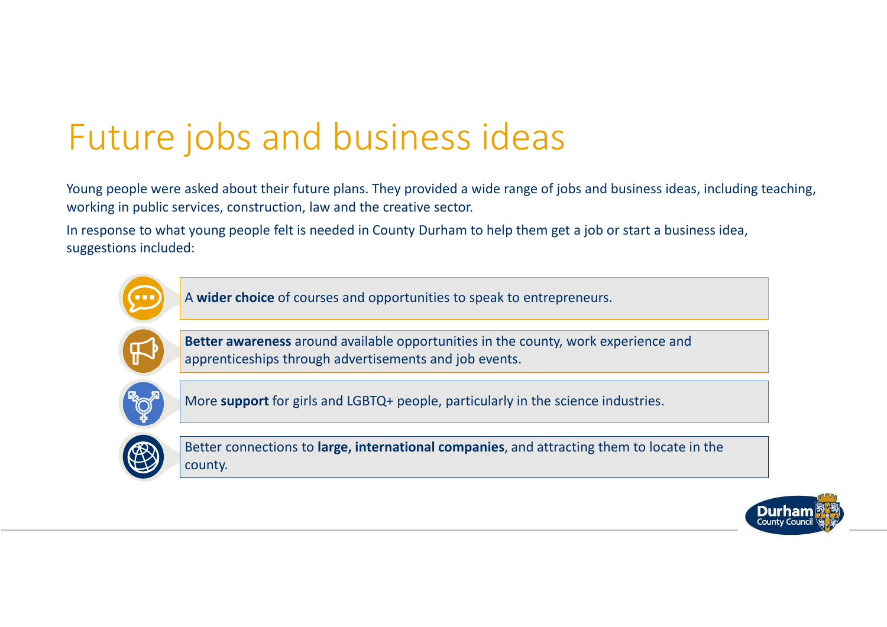# Future jobs and business ideas

Young people were asked about their future plans. They provided a wide range of jobs and business ideas, including teaching, working in public services, construction, law and the creative sector.

In response to what young people felt is needed in County Durham to help them get a job or start a business idea, suggestions included:

- A **wider choice** of courses and opportunities to speak to entrepreneurs.
- **Better awareness** around available opportunities in the county, work experience and apprenticeships through advertisements and job events.
- More **support** for girls and LGBTQ+ people, particularly in the science industries.
- Better connections to **large, international companies**, and attracting them to locate in the county.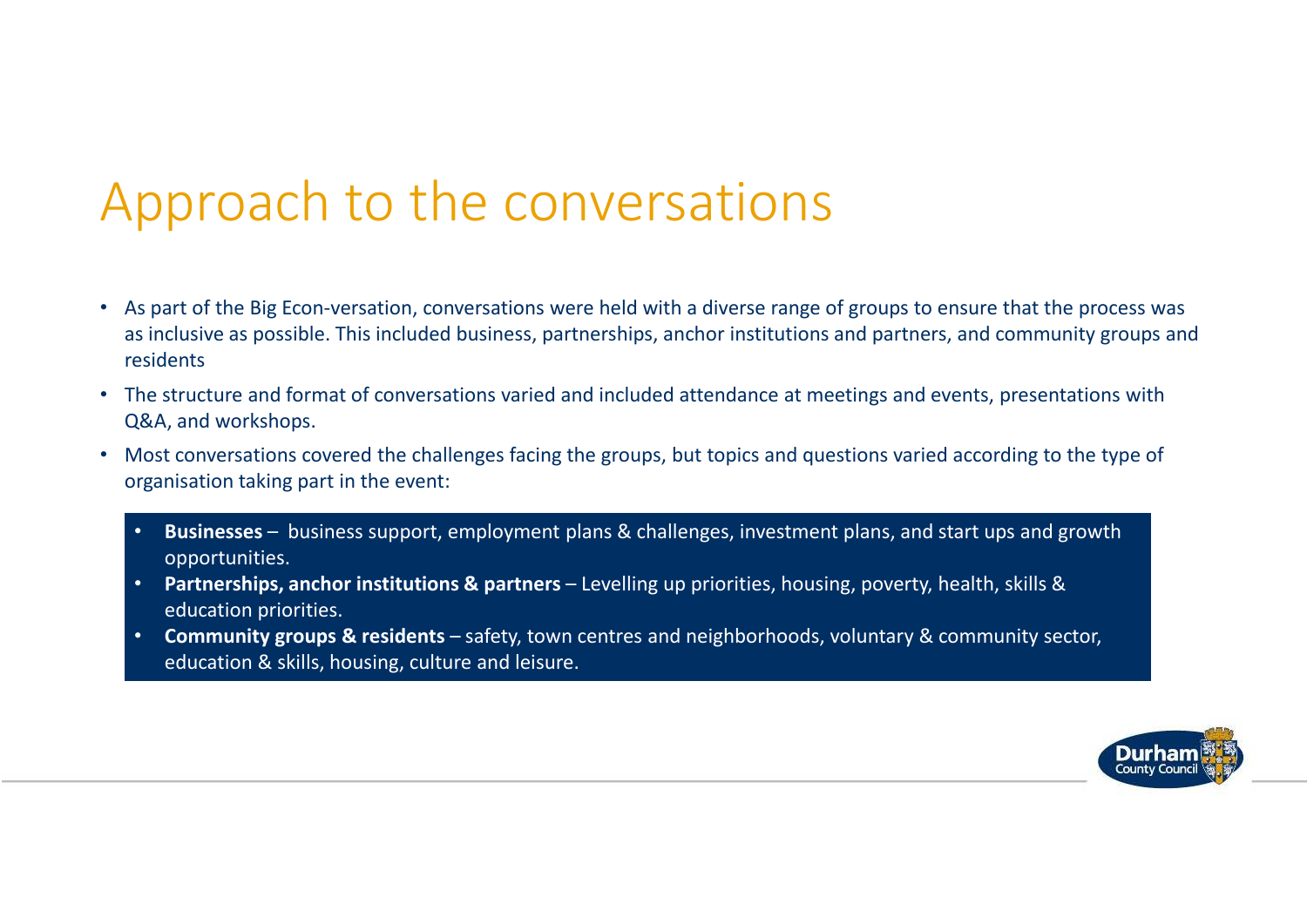# Approach to the conversations

- As part of the Big Econ-versation, conversations were held with a diverse range of groups to ensure that the process was as inclusive as possible. This included business, partnerships, anchor institutions and partners, and community groups and residents
- The structure and format of conversations varied and included attendance at meetings and events, presentations with Q&A, and workshops.
- Most conversations covered the challenges facing the groups, but topics and questions varied according to the type of organisation taking part in the event:
  - **Businesses** – business support, employment plans & challenges, investment plans, and start ups and growth opportunities.
  - **Partnerships, anchor institutions & partners** – Levelling up priorities, housing, poverty, health, skills & education priorities.
  - **Community groups & residents** – safety, town centres and neighborhoods, voluntary & community sector, education & skills, housing, culture and leisure.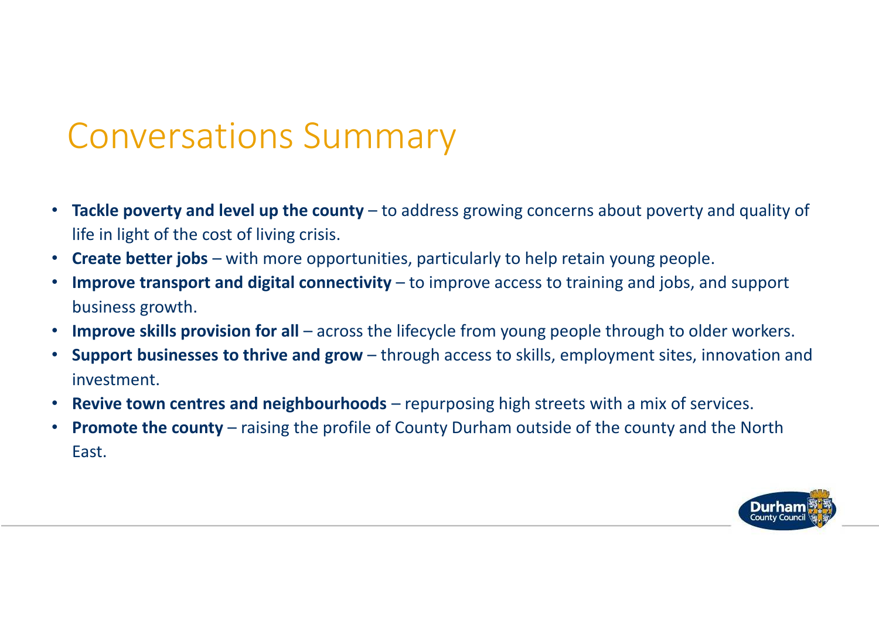# Conversations Summary

- **Tackle poverty and level up the county** – to address growing concerns about poverty and quality of life in light of the cost of living crisis.
- **Create better jobs** – with more opportunities, particularly to help retain young people.
- **Improve transport and digital connectivity** – to improve access to training and jobs, and support business growth.
- **Improve skills provision for all** – across the lifecycle from young people through to older workers.
- **Support businesses to thrive and grow** – through access to skills, employment sites, innovation and investment.
- **Revive town centres and neighbourhoods** – repurposing high streets with a mix of services.
- **Promote the county** – raising the profile of County Durham outside of the county and the North East.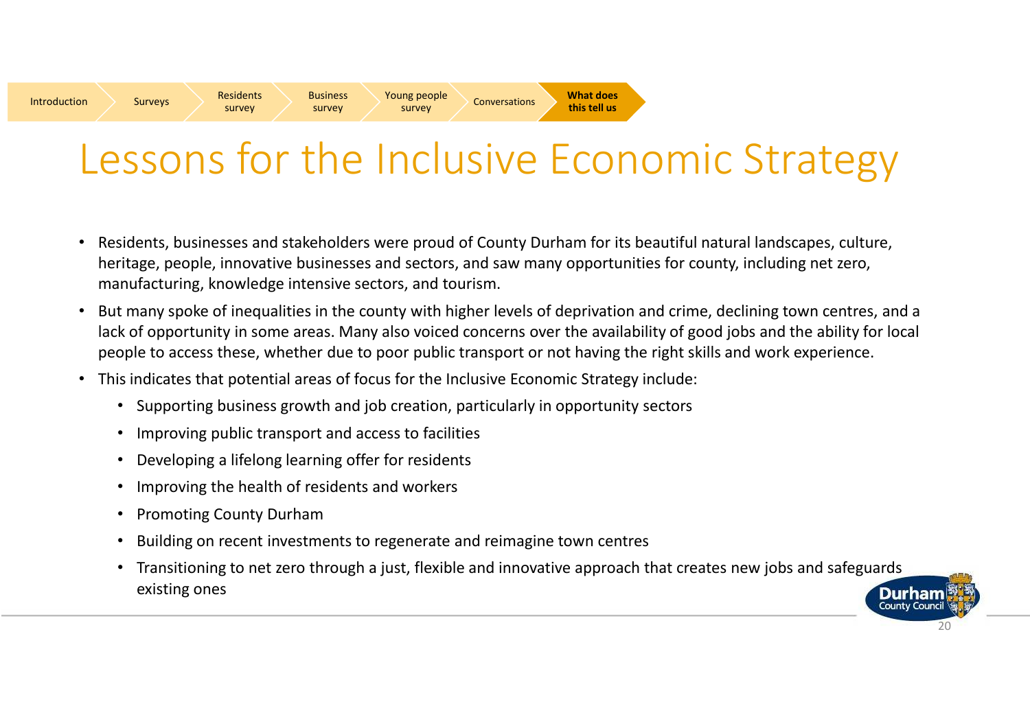# Lessons for the Inclusive Economic Strategy

- Residents, businesses and stakeholders were proud of County Durham for its beautiful natural landscapes, culture, heritage, people, innovative businesses and sectors, and saw many opportunities for county, including net zero, manufacturing, knowledge intensive sectors, and tourism.
- But many spoke of inequalities in the county with higher levels of deprivation and crime, declining town centres, and a lack of opportunity in some areas. Many also voiced concerns over the availability of good jobs and the ability for local people to access these, whether due to poor public transport or not having the right skills and work experience.
- This indicates that potential areas of focus for the Inclusive Economic Strategy include:
  - Supporting business growth and job creation, particularly in opportunity sectors
  - Improving public transport and access to facilities
  - Developing a lifelong learning offer for residents
  - Improving the health of residents and workers
  - Promoting County Durham
  - Building on recent investments to regenerate and reimagine town centres
  - Transitioning to net zero through a just, flexible and innovative approach that creates new jobs and safeguards existing ones